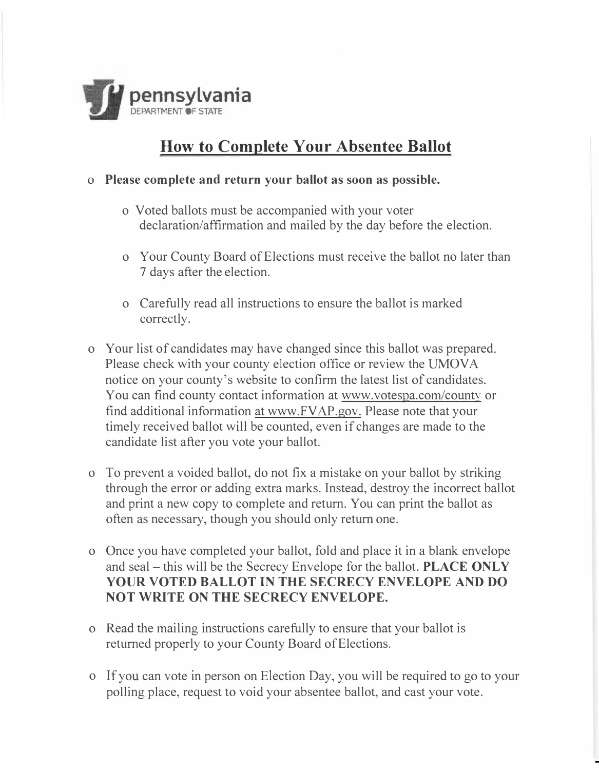pennsylvania
DEPARTMENT OF STATE

# How to Complete Your Absentee Ballot

- **Please complete and return your ballot as soon as possible.**
  - Voted ballots must be accompanied with your voter declaration/affirmation and mailed by the day before the election.
  - Your County Board of Elections must receive the ballot no later than 7 days after the election.
  - Carefully read all instructions to ensure the ballot is marked correctly.
- Your list of candidates may have changed since this ballot was prepared. Please check with your county election office or review the UMOVA notice on your county's website to confirm the latest list of candidates. You can find county contact information at www.votespa.com/county or find additional information at www.FVAP.gov. Please note that your timely received ballot will be counted, even if changes are made to the candidate list after you vote your ballot.
- To prevent a voided ballot, do not fix a mistake on your ballot by striking through the error or adding extra marks. Instead, destroy the incorrect ballot and print a new copy to complete and return. You can print the ballot as often as necessary, though you should only return one.
- Once you have completed your ballot, fold and place it in a blank envelope and seal – this will be the Secrecy Envelope for the ballot. **PLACE ONLY YOUR VOTED BALLOT IN THE SECRECY ENVELOPE AND DO NOT WRITE ON THE SECRECY ENVELOPE.**
- Read the mailing instructions carefully to ensure that your ballot is returned properly to your County Board of Elections.
- If you can vote in person on Election Day, you will be required to go to your polling place, request to void your absentee ballot, and cast your vote.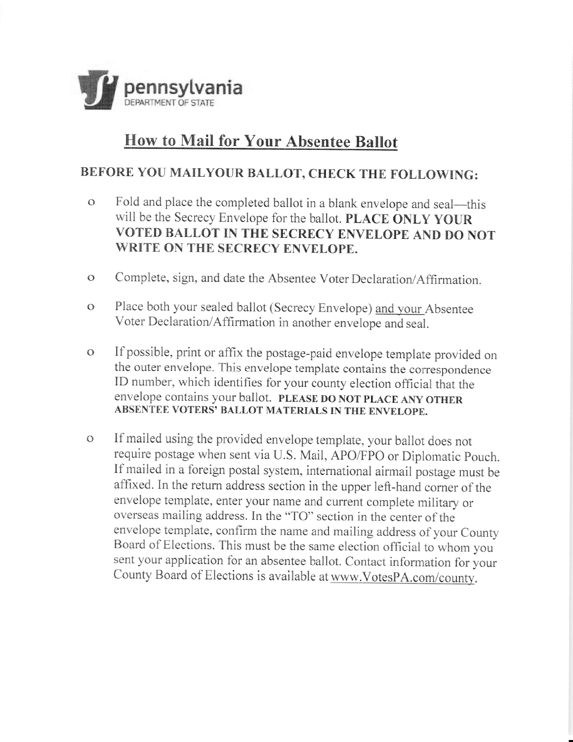pennsylvania
DEPARTMENT OF STATE

## How to Mail for Your Absentee Ballot

### BEFORE YOU MAILYOUR BALLOT, CHECK THE FOLLOWING:

- Fold and place the completed ballot in a blank envelope and seal—this will be the Secrecy Envelope for the ballot. **PLACE ONLY YOUR VOTED BALLOT IN THE SECRECY ENVELOPE AND DO NOT WRITE ON THE SECRECY ENVELOPE.**
- Complete, sign, and date the Absentee Voter Declaration/Affirmation.
- Place both your sealed ballot (Secrecy Envelope) and your Absentee Voter Declaration/Affirmation in another envelope and seal.
- If possible, print or affix the postage-paid envelope template provided on the outer envelope. This envelope template contains the correspondence ID number, which identifies for your county election official that the envelope contains your ballot. **PLEASE DO NOT PLACE ANY OTHER ABSENTEE VOTERS' BALLOT MATERIALS IN THE ENVELOPE.**
- If mailed using the provided envelope template, your ballot does not require postage when sent via U.S. Mail, APO/FPO or Diplomatic Pouch. If mailed in a foreign postal system, international airmail postage must be affixed. In the return address section in the upper left-hand corner of the envelope template, enter your name and current complete military or overseas mailing address. In the "TO" section in the center of the envelope template, confirm the name and mailing address of your County Board of Elections. This must be the same election official to whom you sent your application for an absentee ballot. Contact information for your County Board of Elections is available at www.VotesPA.com/county.